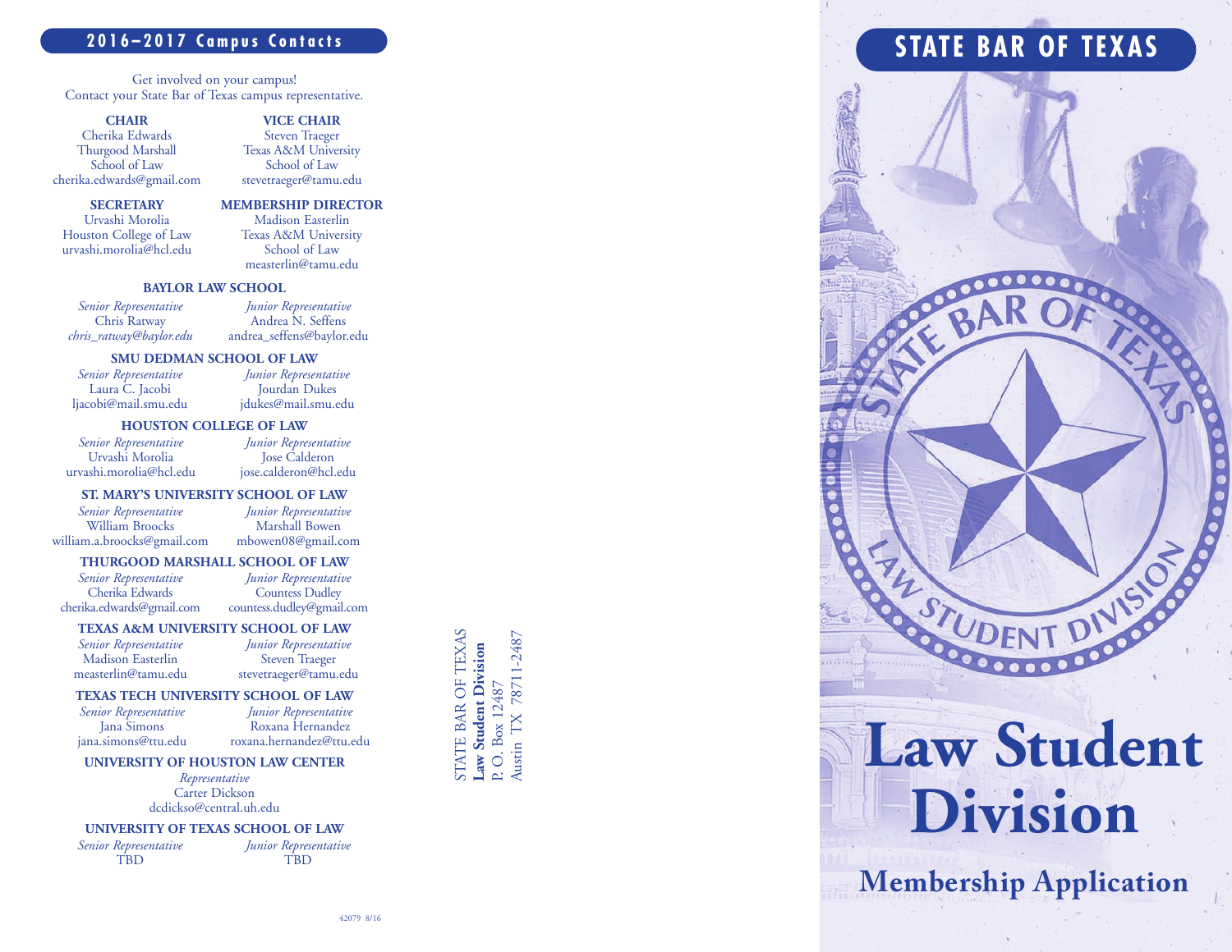## 2016–2017 Campus Contacts

Get involved on your campus!
Contact your State Bar of Texas campus representative.

**CHAIR**
Cherika Edwards
Thurgood Marshall School of Law
cherika.edwards@gmail.com

**VICE CHAIR**
Steven Traeger
Texas A&M University School of Law
stevetraeger@tamu.edu

**SECRETARY**
Urvashi Morolia
Houston College of Law
urvashi.morolia@hcl.edu

**MEMBERSHIP DIRECTOR**
Madison Easterlin
Texas A&M University School of Law
measterlin@tamu.edu

### BAYLOR LAW SCHOOL

*Senior Representative*
Chris Ratway
*chris_ratway@baylor.edu*

*Junior Representative*
Andrea N. Seffens
andrea_seffens@baylor.edu

### SMU DEDMAN SCHOOL OF LAW

*Senior Representative*
Laura C. Jacobi
ljacobi@mail.smu.edu

*Junior Representative*
Jourdan Dukes
jdukes@mail.smu.edu

### HOUSTON COLLEGE OF LAW

*Senior Representative*
Urvashi Morolia
urvashi.morolia@hcl.edu

*Junior Representative*
Jose Calderon
jose.calderon@hcl.edu

### ST. MARY'S UNIVERSITY SCHOOL OF LAW

*Senior Representative*
William Broocks
william.a.broocks@gmail.com

*Junior Representative*
Marshall Bowen
mbowen08@gmail.com

### THURGOOD MARSHALL SCHOOL OF LAW

*Senior Representative*
Cherika Edwards
cherika.edwards@gmail.com

*Junior Representative*
Countess Dudley
countess.dudley@gmail.com

### TEXAS A&M UNIVERSITY SCHOOL OF LAW

*Senior Representative*
Madison Easterlin
measterlin@tamu.edu

*Junior Representative*
Steven Traeger
stevetraeger@tamu.edu

### TEXAS TECH UNIVERSITY SCHOOL OF LAW

*Senior Representative*
Jana Simons
jana.simons@ttu.edu

*Junior Representative*
Roxana Hernandez
roxana.hernandez@ttu.edu

### UNIVERSITY OF HOUSTON LAW CENTER

*Representative*
Carter Dickson
dcdickso@central.uh.edu

### UNIVERSITY OF TEXAS SCHOOL OF LAW

*Senior Representative*
TBD

*Junior Representative*
TBD

42079 8/16

STATE BAR OF TEXAS
**Law Student Division**
P. O. Box 12487
Austin TX 78711-2487

# STATE BAR OF TEXAS

STATE BAR OF TEXAS
LAW STUDENT DIVISION

# Law Student Division

## Membership Application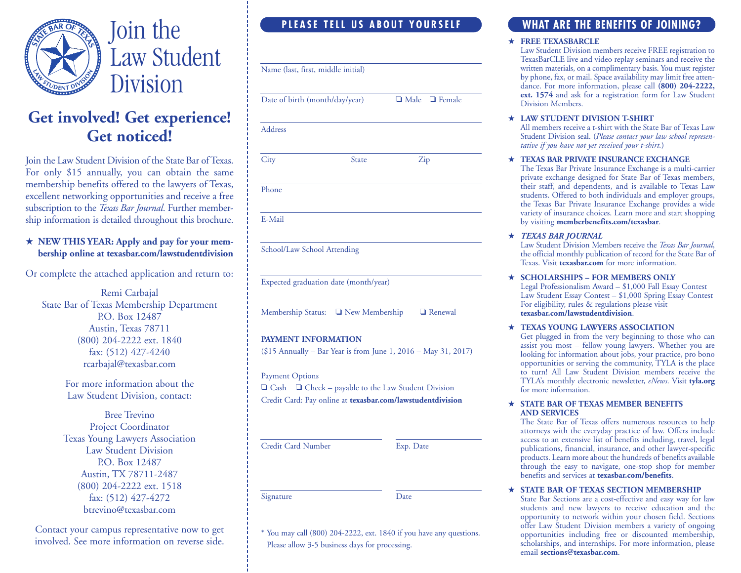# Join the Law Student Division

## Get involved! Get experience! Get noticed!

Join the Law Student Division of the State Bar of Texas. For only $15 annually, you can obtain the same membership benefits offered to the lawyers of Texas, excellent networking opportunities and receive a free subscription to the *Texas Bar Journal*. Further membership information is detailed throughout this brochure.

★ **NEW THIS YEAR: Apply and pay for your membership online at texasbar.com/lawstudentdivision**

Or complete the attached application and return to:

Remi Carbajal
State Bar of Texas Membership Department
P.O. Box 12487
Austin, Texas 78711
(800) 204-2222 ext. 1840
fax: (512) 427-4240
rcarbajal@texasbar.com

For more information about the Law Student Division, contact:

Bree Trevino
Project Coordinator
Texas Young Lawyers Association
Law Student Division
P.O. Box 12487
Austin, TX 78711-2487
(800) 204-2222 ext. 1518
fax: (512) 427-4272
btrevino@texasbar.com

Contact your campus representative now to get involved. See more information on reverse side.

## PLEASE TELL US ABOUT YOURSELF

Name (last, first, middle initial)

Date of birth (month/day/year) ❑ Male ❑ Female

Address

City State Zip

Phone

E-Mail

School/Law School Attending

Expected graduation date (month/year)

Membership Status: ❑ New Membership ❑ Renewal

**PAYMENT INFORMATION**

($15 Annually – Bar Year is from June 1, 2016 – May 31, 2017)

Payment Options

❑ Cash ❑ Check – payable to the Law Student Division

Credit Card: Pay online at **texasbar.com/lawstudentdivision**

Credit Card Number Exp. Date

Signature Date

\* You may call (800) 204-2222, ext. 1840 if you have any questions. Please allow 3-5 business days for processing.

## WHAT ARE THE BENEFITS OF JOINING?

★ **FREE TEXASBARCLE**
Law Student Division members receive FREE registration to TexasBarCLE live and video replay seminars and receive the written materials, on a complimentary basis. You must register by phone, fax, or mail. Space availability may limit free attendance. For more information, please call **(800) 204-2222, ext. 1574** and ask for a registration form for Law Student Division Members.

★ **LAW STUDENT DIVISION T-SHIRT**
All members receive a t-shirt with the State Bar of Texas Law Student Division seal. (*Please contact your law school representative if you have not yet received your t-shirt.*)

★ **TEXAS BAR PRIVATE INSURANCE EXCHANGE**
The Texas Bar Private Insurance Exchange is a multi-carrier private exchange designed for State Bar of Texas members, their staff, and dependents, and is available to Texas Law students. Offered to both individuals and employer groups, the Texas Bar Private Insurance Exchange provides a wide variety of insurance choices. Learn more and start shopping by visiting **memberbenefits.com/texasbar**.

★ ***TEXAS BAR JOURNAL***
Law Student Division Members receive the *Texas Bar Journal*, the official monthly publication of record for the State Bar of Texas. Visit **texasbar.com** for more information.

★ **SCHOLARSHIPS – FOR MEMBERS ONLY**
Legal Professionalism Award – $1,000 Fall Essay Contest
Law Student Essay Contest – $1,000 Spring Essay Contest
For eligibility, rules & regulations please visit **texasbar.com/lawstudentdivision**.

★ **TEXAS YOUNG LAWYERS ASSOCIATION**
Get plugged in from the very beginning to those who can assist you most – fellow young lawyers. Whether you are looking for information about jobs, your practice, pro bono opportunities or serving the community, TYLA is the place to turn! All Law Student Division members receive the TYLA's monthly electronic newsletter, *eNews*. Visit **tyla.org** for more information.

★ **STATE BAR OF TEXAS MEMBER BENEFITS AND SERVICES**
The State Bar of Texas offers numerous resources to help attorneys with the everyday practice of law. Offers include access to an extensive list of benefits including, travel, legal publications, financial, insurance, and other lawyer-specific products. Learn more about the hundreds of benefits available through the easy to navigate, one-stop shop for member benefits and services at **texasbar.com/benefits**.

★ **STATE BAR OF TEXAS SECTION MEMBERSHIP**
State Bar Sections are a cost-effective and easy way for law students and new lawyers to receive education and the opportunity to network within your chosen field. Sections offer Law Student Division members a variety of ongoing opportunities including free or discounted membership, scholarships, and internships. For more information, please email **sections@texasbar.com**.